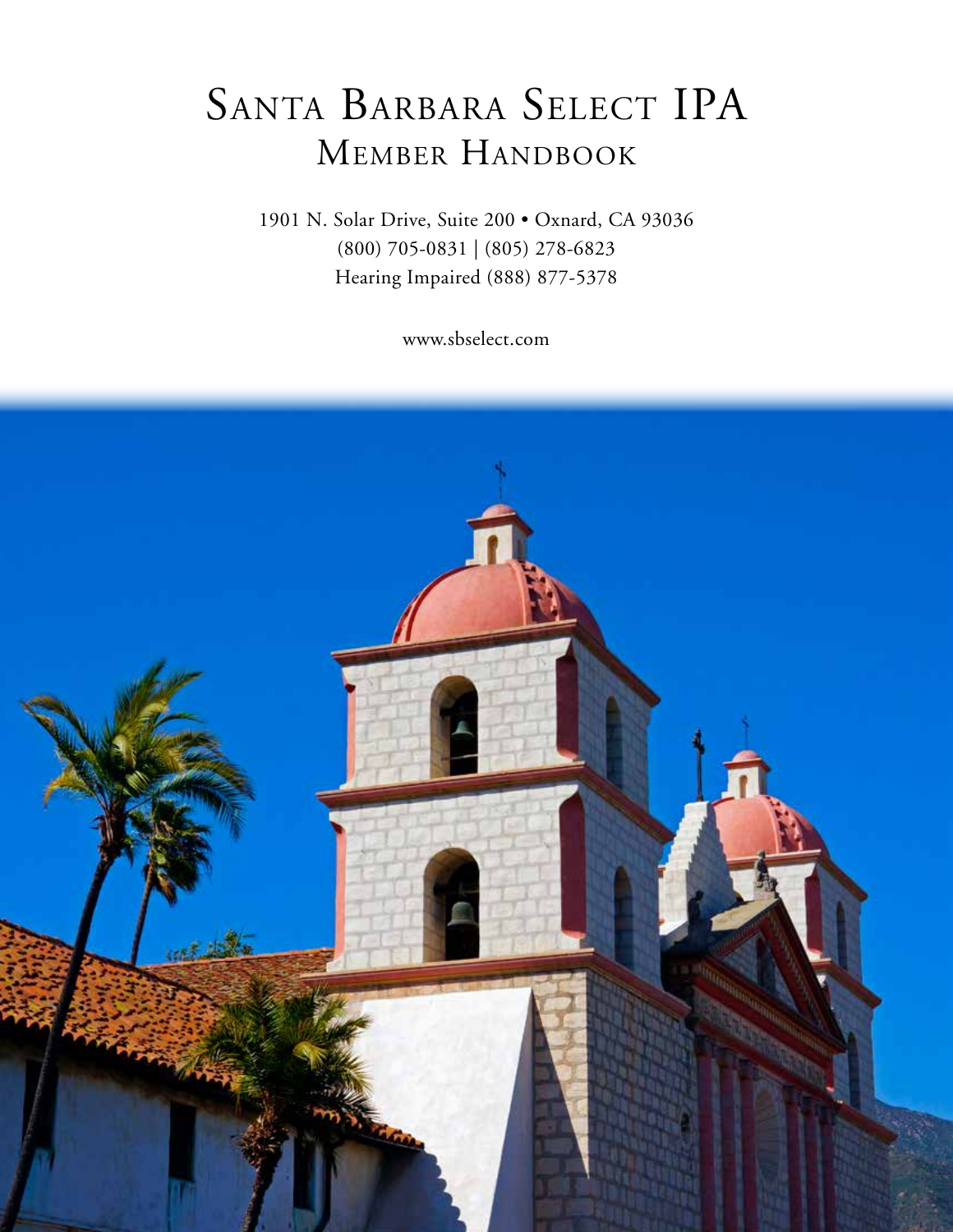# Santa Barbara Select IPA

## Member Handbook

1901 N. Solar Drive, Suite 200 • Oxnard, CA 93036

(800) 705-0831 | (805) 278-6823

Hearing Impaired (888) 877-5378

www.sbselect.com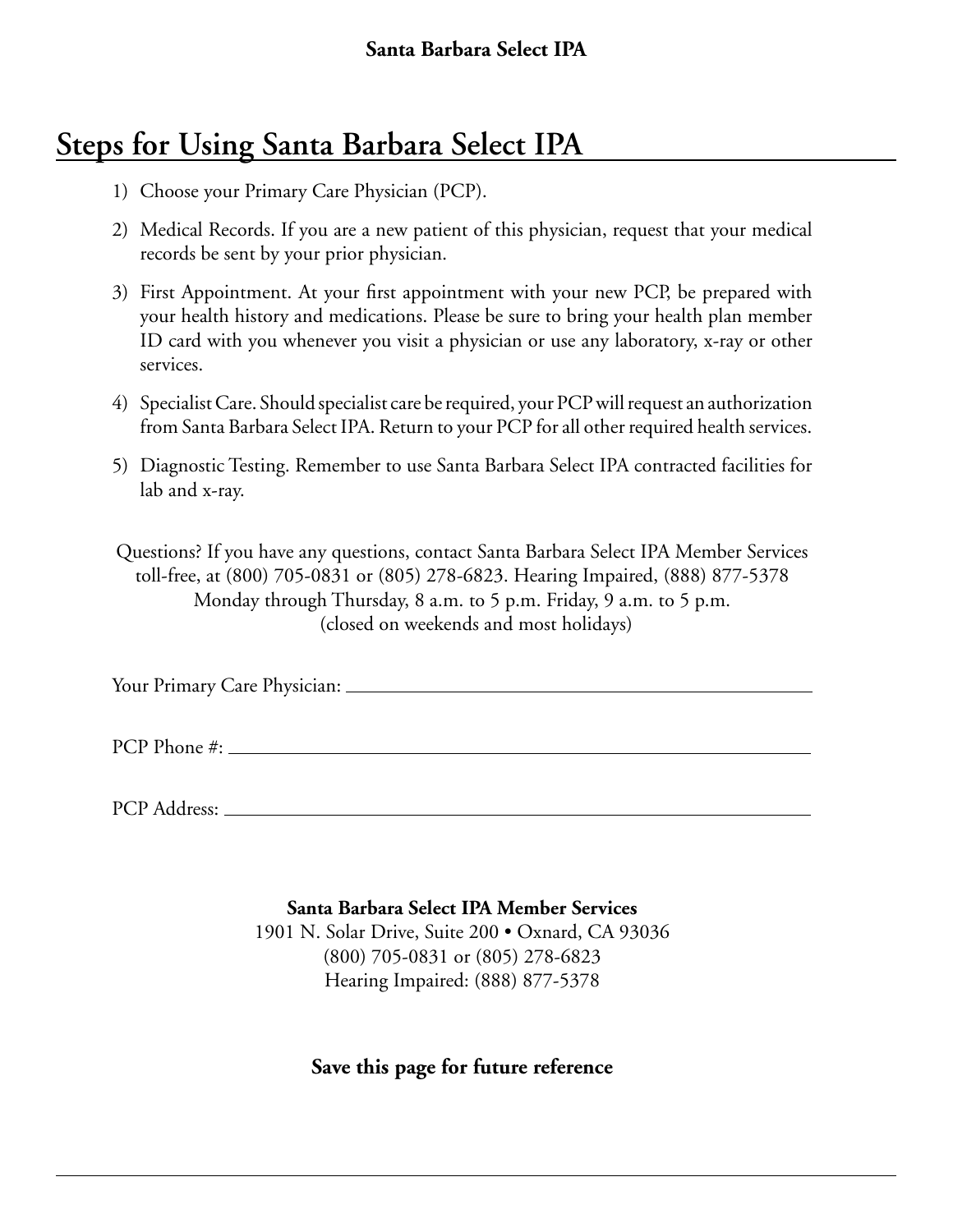## Steps for Using Santa Barbara Select IPA

1) Choose your Primary Care Physician (PCP).

2) Medical Records. If you are a new patient of this physician, request that your medical records be sent by your prior physician.

3) First Appointment. At your first appointment with your new PCP, be prepared with your health history and medications. Please be sure to bring your health plan member ID card with you whenever you visit a physician or use any laboratory, x-ray or other services.

4) Specialist Care. Should specialist care be required, your PCP will request an authorization from Santa Barbara Select IPA. Return to your PCP for all other required health services.

5) Diagnostic Testing. Remember to use Santa Barbara Select IPA contracted facilities for lab and x-ray.

Questions? If you have any questions, contact Santa Barbara Select IPA Member Services toll-free, at (800) 705-0831 or (805) 278-6823. Hearing Impaired, (888) 877-5378
Monday through Thursday, 8 a.m. to 5 p.m. Friday, 9 a.m. to 5 p.m.
(closed on weekends and most holidays)

Your Primary Care Physician: ______________________________

PCP Phone #: ______________________________

PCP Address: ______________________________

**Santa Barbara Select IPA Member Services**
1901 N. Solar Drive, Suite 200 • Oxnard, CA 93036
(800) 705-0831 or (805) 278-6823
Hearing Impaired: (888) 877-5378

**Save this page for future reference**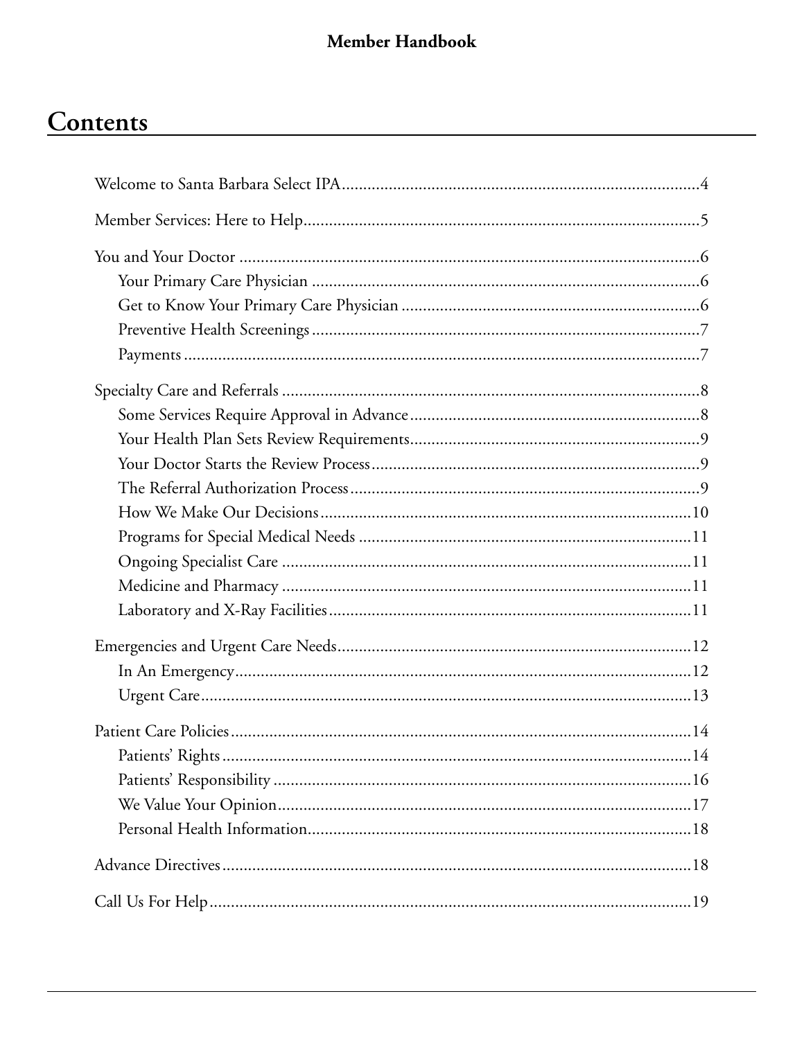# Contents

- Welcome to Santa Barbara Select IPA....4
- Member Services: Here to Help....5
- You and Your Doctor....6
  - Your Primary Care Physician....6
  - Get to Know Your Primary Care Physician....6
  - Preventive Health Screenings....7
  - Payments....7
- Specialty Care and Referrals....8
  - Some Services Require Approval in Advance....8
  - Your Health Plan Sets Review Requirements....9
  - Your Doctor Starts the Review Process....9
  - The Referral Authorization Process....9
  - How We Make Our Decisions....10
  - Programs for Special Medical Needs....11
  - Ongoing Specialist Care....11
  - Medicine and Pharmacy....11
  - Laboratory and X-Ray Facilities....11
- Emergencies and Urgent Care Needs....12
  - In An Emergency....12
  - Urgent Care....13
- Patient Care Policies....14
  - Patients' Rights....14
  - Patients' Responsibility....16
  - We Value Your Opinion....17
  - Personal Health Information....18
- Advance Directives....18
- Call Us For Help....19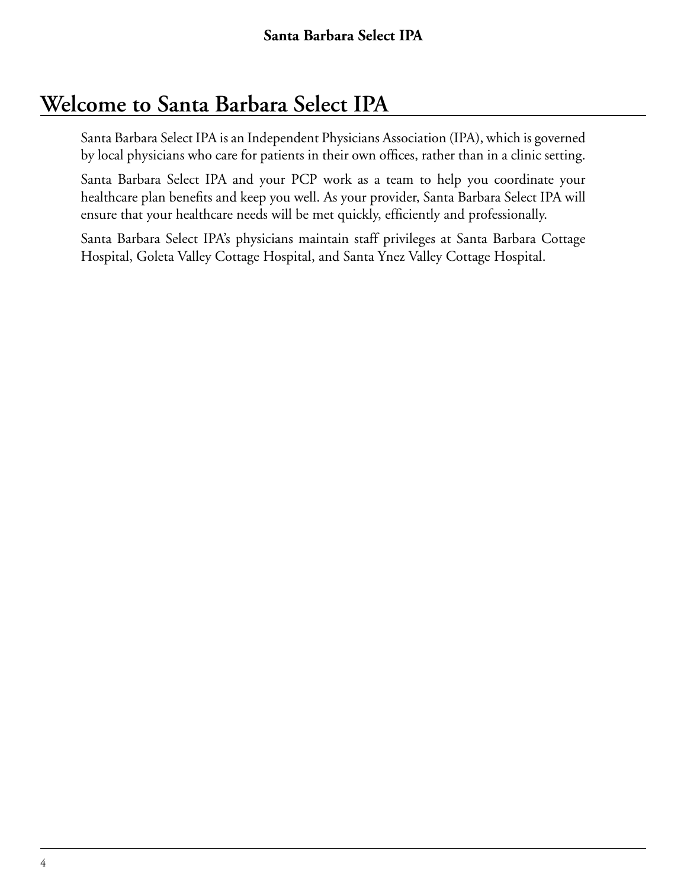# Welcome to Santa Barbara Select IPA

Santa Barbara Select IPA is an Independent Physicians Association (IPA), which is governed by local physicians who care for patients in their own offices, rather than in a clinic setting.

Santa Barbara Select IPA and your PCP work as a team to help you coordinate your healthcare plan benefits and keep you well. As your provider, Santa Barbara Select IPA will ensure that your healthcare needs will be met quickly, efficiently and professionally.

Santa Barbara Select IPA's physicians maintain staff privileges at Santa Barbara Cottage Hospital, Goleta Valley Cottage Hospital, and Santa Ynez Valley Cottage Hospital.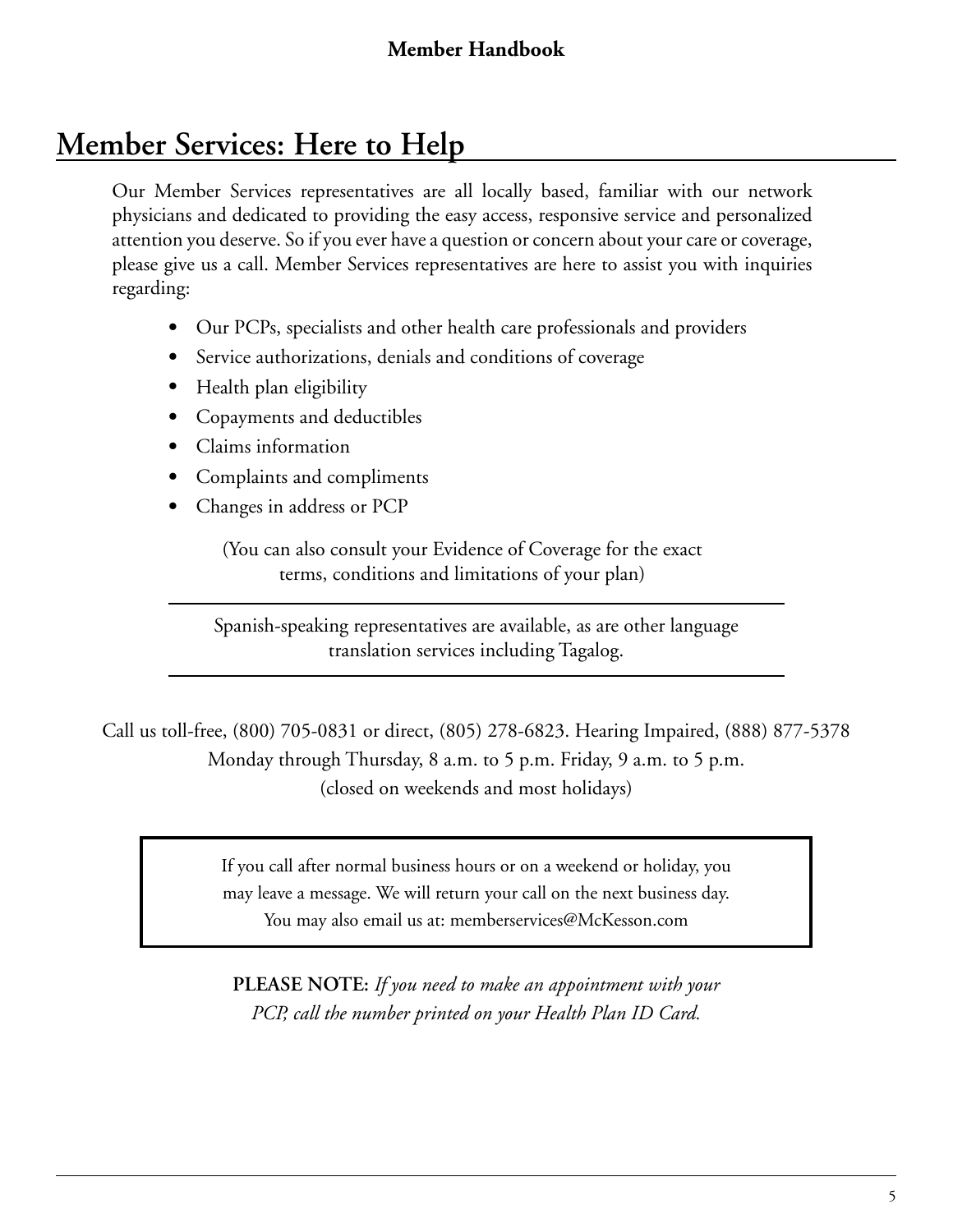# Member Services: Here to Help

Our Member Services representatives are all locally based, familiar with our network physicians and dedicated to providing the easy access, responsive service and personalized attention you deserve. So if you ever have a question or concern about your care or coverage, please give us a call. Member Services representatives are here to assist you with inquiries regarding:

- Our PCPs, specialists and other health care professionals and providers
- Service authorizations, denials and conditions of coverage
- Health plan eligibility
- Copayments and deductibles
- Claims information
- Complaints and compliments
- Changes in address or PCP

(You can also consult your Evidence of Coverage for the exact terms, conditions and limitations of your plan)

---

Spanish-speaking representatives are available, as are other language translation services including Tagalog.

---

Call us toll-free, (800) 705-0831 or direct, (805) 278-6823. Hearing Impaired, (888) 877-5378
Monday through Thursday, 8 a.m. to 5 p.m. Friday, 9 a.m. to 5 p.m.
(closed on weekends and most holidays)

> If you call after normal business hours or on a weekend or holiday, you may leave a message. We will return your call on the next business day.
> You may also email us at: memberservices@McKesson.com

**PLEASE NOTE:** *If you need to make an appointment with your PCP, call the number printed on your Health Plan ID Card.*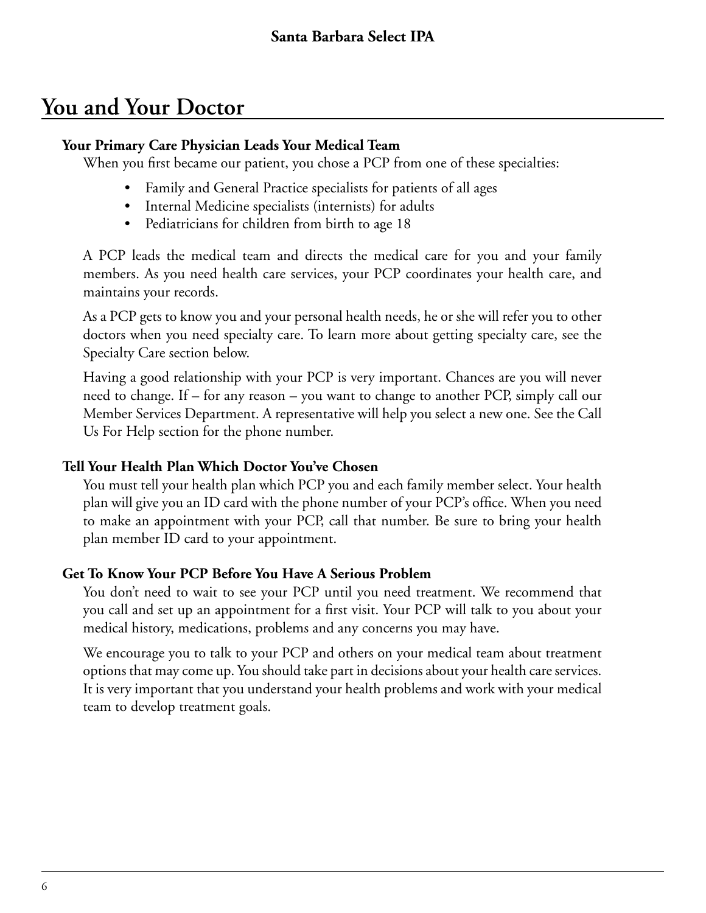## You and Your Doctor

### Your Primary Care Physician Leads Your Medical Team

When you first became our patient, you chose a PCP from one of these specialties:

- Family and General Practice specialists for patients of all ages
- Internal Medicine specialists (internists) for adults
- Pediatricians for children from birth to age 18

A PCP leads the medical team and directs the medical care for you and your family members. As you need health care services, your PCP coordinates your health care, and maintains your records.

As a PCP gets to know you and your personal health needs, he or she will refer you to other doctors when you need specialty care. To learn more about getting specialty care, see the Specialty Care section below.

Having a good relationship with your PCP is very important. Chances are you will never need to change. If – for any reason – you want to change to another PCP, simply call our Member Services Department. A representative will help you select a new one. See the Call Us For Help section for the phone number.

### Tell Your Health Plan Which Doctor You've Chosen

You must tell your health plan which PCP you and each family member select. Your health plan will give you an ID card with the phone number of your PCP's office. When you need to make an appointment with your PCP, call that number. Be sure to bring your health plan member ID card to your appointment.

### Get To Know Your PCP Before You Have A Serious Problem

You don't need to wait to see your PCP until you need treatment. We recommend that you call and set up an appointment for a first visit. Your PCP will talk to you about your medical history, medications, problems and any concerns you may have.

We encourage you to talk to your PCP and others on your medical team about treatment options that may come up. You should take part in decisions about your health care services. It is very important that you understand your health problems and work with your medical team to develop treatment goals.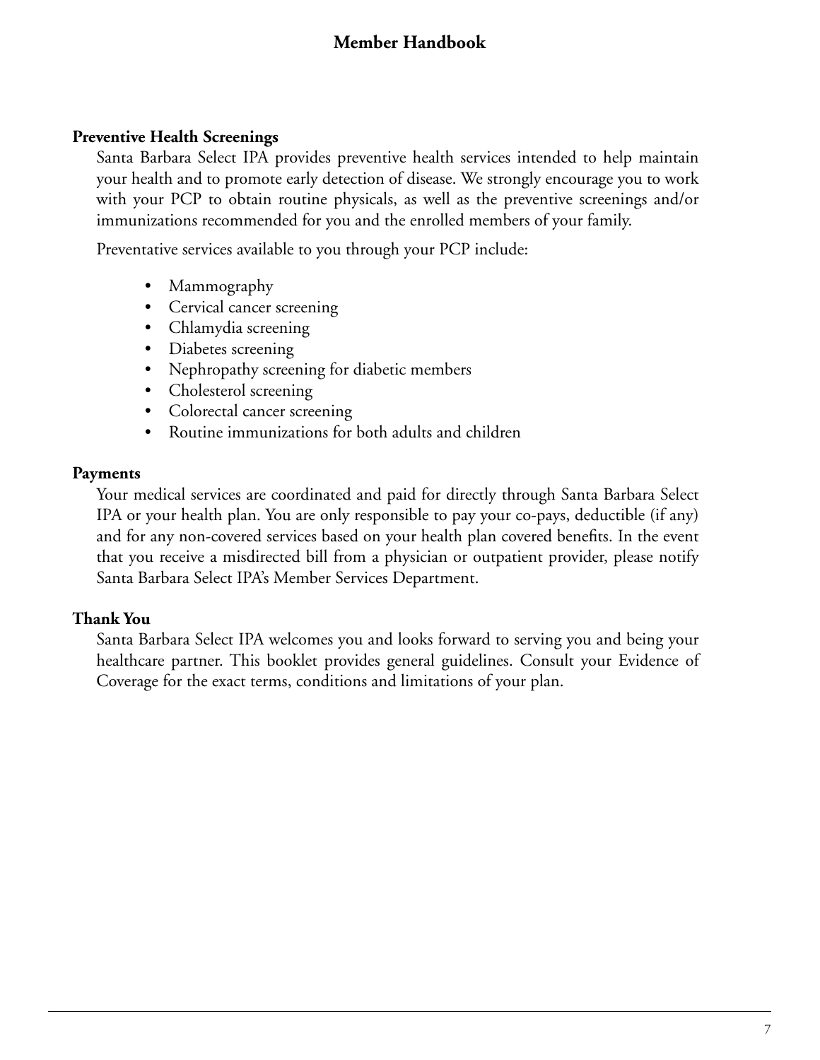### Preventive Health Screenings

Santa Barbara Select IPA provides preventive health services intended to help maintain your health and to promote early detection of disease. We strongly encourage you to work with your PCP to obtain routine physicals, as well as the preventive screenings and/or immunizations recommended for you and the enrolled members of your family.

Preventative services available to you through your PCP include:

- Mammography
- Cervical cancer screening
- Chlamydia screening
- Diabetes screening
- Nephropathy screening for diabetic members
- Cholesterol screening
- Colorectal cancer screening
- Routine immunizations for both adults and children

### Payments

Your medical services are coordinated and paid for directly through Santa Barbara Select IPA or your health plan. You are only responsible to pay your co-pays, deductible (if any) and for any non-covered services based on your health plan covered benefits. In the event that you receive a misdirected bill from a physician or outpatient provider, please notify Santa Barbara Select IPA's Member Services Department.

### Thank You

Santa Barbara Select IPA welcomes you and looks forward to serving you and being your healthcare partner. This booklet provides general guidelines. Consult your Evidence of Coverage for the exact terms, conditions and limitations of your plan.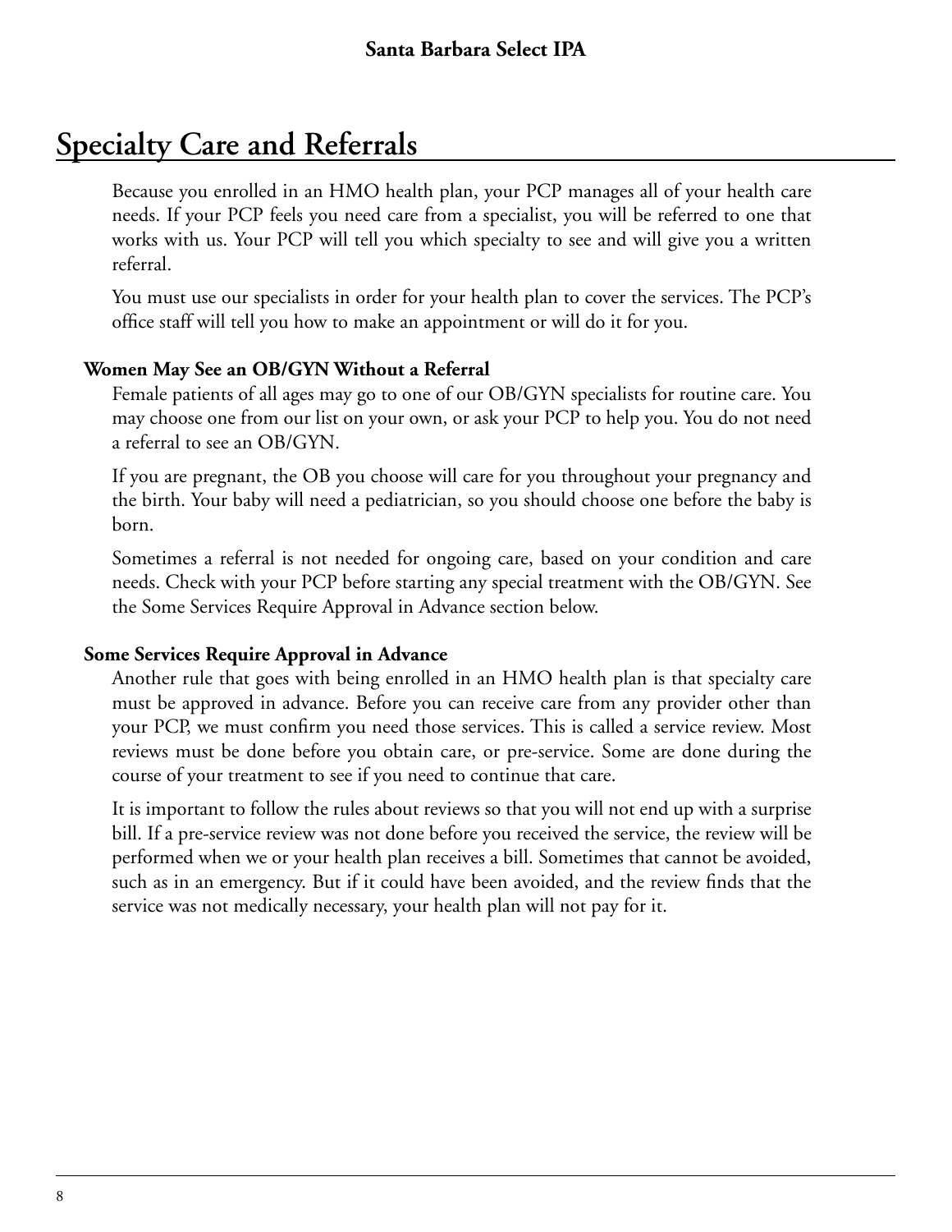# Specialty Care and Referrals

Because you enrolled in an HMO health plan, your PCP manages all of your health care needs. If your PCP feels you need care from a specialist, you will be referred to one that works with us. Your PCP will tell you which specialty to see and will give you a written referral.

You must use our specialists in order for your health plan to cover the services. The PCP's office staff will tell you how to make an appointment or will do it for you.

### Women May See an OB/GYN Without a Referral

Female patients of all ages may go to one of our OB/GYN specialists for routine care. You may choose one from our list on your own, or ask your PCP to help you. You do not need a referral to see an OB/GYN.

If you are pregnant, the OB you choose will care for you throughout your pregnancy and the birth. Your baby will need a pediatrician, so you should choose one before the baby is born.

Sometimes a referral is not needed for ongoing care, based on your condition and care needs. Check with your PCP before starting any special treatment with the OB/GYN. See the Some Services Require Approval in Advance section below.

### Some Services Require Approval in Advance

Another rule that goes with being enrolled in an HMO health plan is that specialty care must be approved in advance. Before you can receive care from any provider other than your PCP, we must confirm you need those services. This is called a service review. Most reviews must be done before you obtain care, or pre-service. Some are done during the course of your treatment to see if you need to continue that care.

It is important to follow the rules about reviews so that you will not end up with a surprise bill. If a pre-service review was not done before you received the service, the review will be performed when we or your health plan receives a bill. Sometimes that cannot be avoided, such as in an emergency. But if it could have been avoided, and the review finds that the service was not medically necessary, your health plan will not pay for it.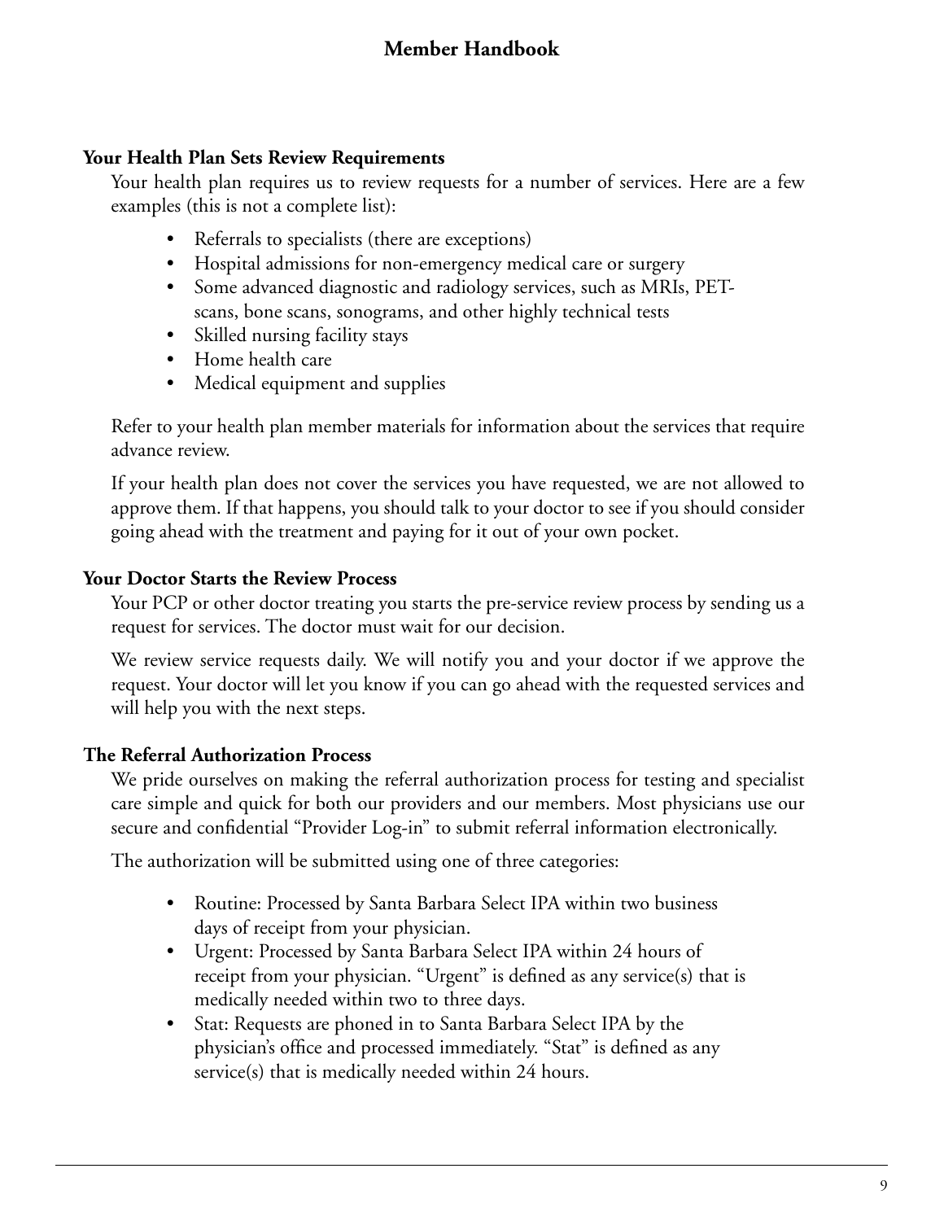### Your Health Plan Sets Review Requirements

Your health plan requires us to review requests for a number of services. Here are a few examples (this is not a complete list):

- Referrals to specialists (there are exceptions)
- Hospital admissions for non-emergency medical care or surgery
- Some advanced diagnostic and radiology services, such as MRIs, PET-scans, bone scans, sonograms, and other highly technical tests
- Skilled nursing facility stays
- Home health care
- Medical equipment and supplies

Refer to your health plan member materials for information about the services that require advance review.

If your health plan does not cover the services you have requested, we are not allowed to approve them. If that happens, you should talk to your doctor to see if you should consider going ahead with the treatment and paying for it out of your own pocket.

### Your Doctor Starts the Review Process

Your PCP or other doctor treating you starts the pre-service review process by sending us a request for services. The doctor must wait for our decision.

We review service requests daily. We will notify you and your doctor if we approve the request. Your doctor will let you know if you can go ahead with the requested services and will help you with the next steps.

### The Referral Authorization Process

We pride ourselves on making the referral authorization process for testing and specialist care simple and quick for both our providers and our members. Most physicians use our secure and confidential "Provider Log-in" to submit referral information electronically.

The authorization will be submitted using one of three categories:

- Routine: Processed by Santa Barbara Select IPA within two business days of receipt from your physician.
- Urgent: Processed by Santa Barbara Select IPA within 24 hours of receipt from your physician. "Urgent" is defined as any service(s) that is medically needed within two to three days.
- Stat: Requests are phoned in to Santa Barbara Select IPA by the physician's office and processed immediately. "Stat" is defined as any service(s) that is medically needed within 24 hours.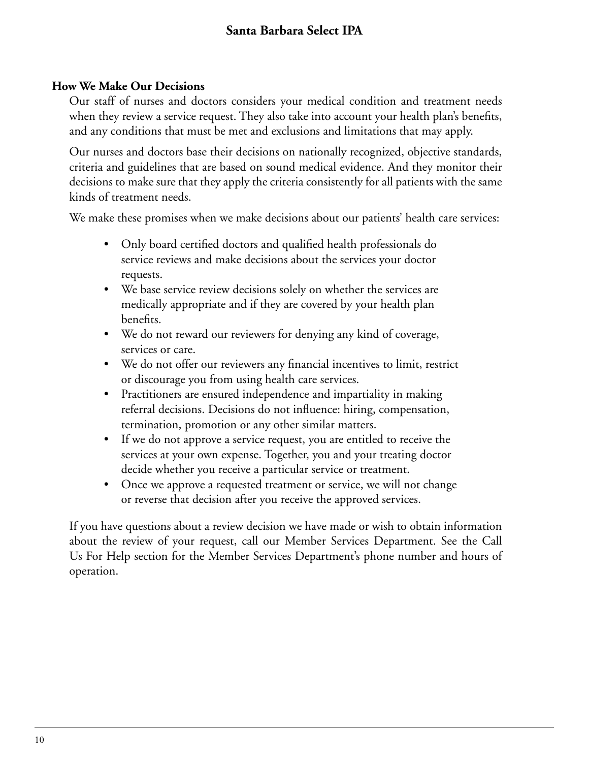## How We Make Our Decisions

Our staff of nurses and doctors considers your medical condition and treatment needs when they review a service request. They also take into account your health plan's benefits, and any conditions that must be met and exclusions and limitations that may apply.

Our nurses and doctors base their decisions on nationally recognized, objective standards, criteria and guidelines that are based on sound medical evidence. And they monitor their decisions to make sure that they apply the criteria consistently for all patients with the same kinds of treatment needs.

We make these promises when we make decisions about our patients' health care services:

- Only board certified doctors and qualified health professionals do service reviews and make decisions about the services your doctor requests.
- We base service review decisions solely on whether the services are medically appropriate and if they are covered by your health plan benefits.
- We do not reward our reviewers for denying any kind of coverage, services or care.
- We do not offer our reviewers any financial incentives to limit, restrict or discourage you from using health care services.
- Practitioners are ensured independence and impartiality in making referral decisions. Decisions do not influence: hiring, compensation, termination, promotion or any other similar matters.
- If we do not approve a service request, you are entitled to receive the services at your own expense. Together, you and your treating doctor decide whether you receive a particular service or treatment.
- Once we approve a requested treatment or service, we will not change or reverse that decision after you receive the approved services.

If you have questions about a review decision we have made or wish to obtain information about the review of your request, call our Member Services Department. See the Call Us For Help section for the Member Services Department's phone number and hours of operation.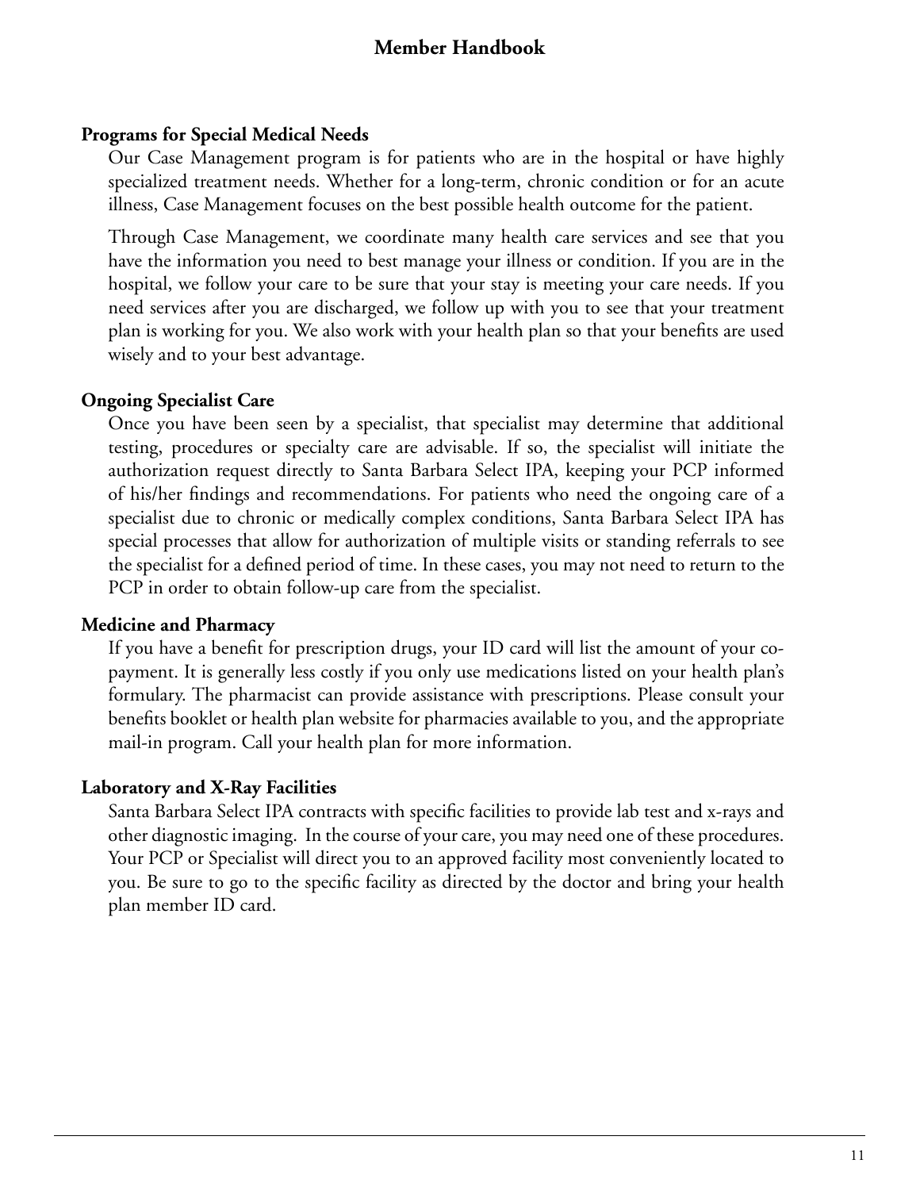## Programs for Special Medical Needs

Our Case Management program is for patients who are in the hospital or have highly specialized treatment needs. Whether for a long-term, chronic condition or for an acute illness, Case Management focuses on the best possible health outcome for the patient.

Through Case Management, we coordinate many health care services and see that you have the information you need to best manage your illness or condition. If you are in the hospital, we follow your care to be sure that your stay is meeting your care needs. If you need services after you are discharged, we follow up with you to see that your treatment plan is working for you. We also work with your health plan so that your benefits are used wisely and to your best advantage.

## Ongoing Specialist Care

Once you have been seen by a specialist, that specialist may determine that additional testing, procedures or specialty care are advisable. If so, the specialist will initiate the authorization request directly to Santa Barbara Select IPA, keeping your PCP informed of his/her findings and recommendations. For patients who need the ongoing care of a specialist due to chronic or medically complex conditions, Santa Barbara Select IPA has special processes that allow for authorization of multiple visits or standing referrals to see the specialist for a defined period of time. In these cases, you may not need to return to the PCP in order to obtain follow-up care from the specialist.

## Medicine and Pharmacy

If you have a benefit for prescription drugs, your ID card will list the amount of your co-payment. It is generally less costly if you only use medications listed on your health plan's formulary. The pharmacist can provide assistance with prescriptions. Please consult your benefits booklet or health plan website for pharmacies available to you, and the appropriate mail-in program. Call your health plan for more information.

## Laboratory and X-Ray Facilities

Santa Barbara Select IPA contracts with specific facilities to provide lab test and x-rays and other diagnostic imaging. In the course of your care, you may need one of these procedures. Your PCP or Specialist will direct you to an approved facility most conveniently located to you. Be sure to go to the specific facility as directed by the doctor and bring your health plan member ID card.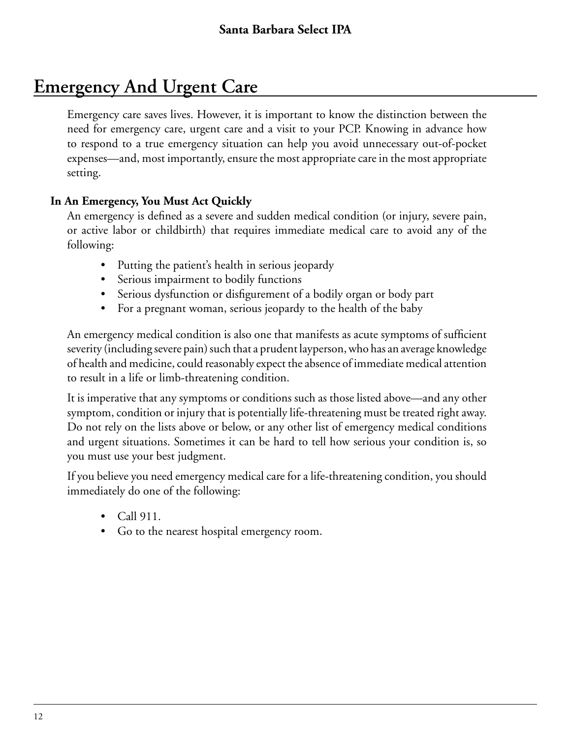# Emergency And Urgent Care

Emergency care saves lives. However, it is important to know the distinction between the need for emergency care, urgent care and a visit to your PCP. Knowing in advance how to respond to a true emergency situation can help you avoid unnecessary out-of-pocket expenses—and, most importantly, ensure the most appropriate care in the most appropriate setting.

### In An Emergency, You Must Act Quickly

An emergency is defined as a severe and sudden medical condition (or injury, severe pain, or active labor or childbirth) that requires immediate medical care to avoid any of the following:

- Putting the patient's health in serious jeopardy
- Serious impairment to bodily functions
- Serious dysfunction or disfigurement of a bodily organ or body part
- For a pregnant woman, serious jeopardy to the health of the baby

An emergency medical condition is also one that manifests as acute symptoms of sufficient severity (including severe pain) such that a prudent layperson, who has an average knowledge of health and medicine, could reasonably expect the absence of immediate medical attention to result in a life or limb-threatening condition.

It is imperative that any symptoms or conditions such as those listed above—and any other symptom, condition or injury that is potentially life-threatening must be treated right away. Do not rely on the lists above or below, or any other list of emergency medical conditions and urgent situations. Sometimes it can be hard to tell how serious your condition is, so you must use your best judgment.

If you believe you need emergency medical care for a life-threatening condition, you should immediately do one of the following:

- Call 911.
- Go to the nearest hospital emergency room.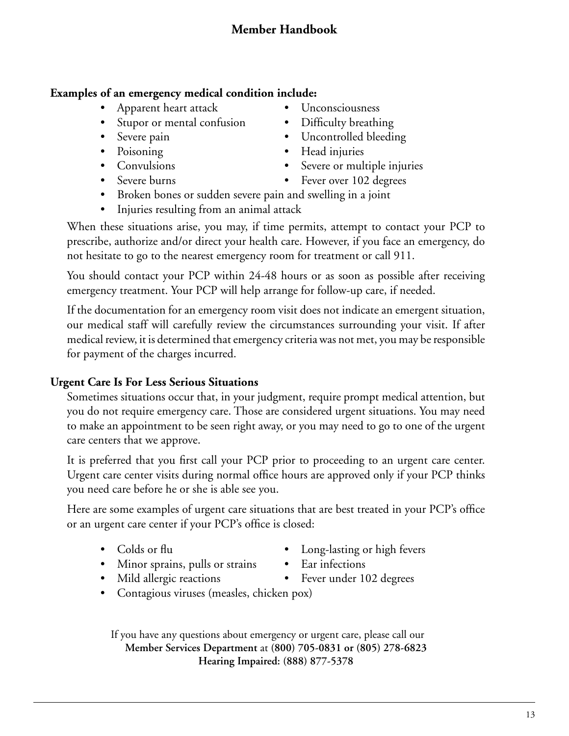**Examples of an emergency medical condition include:**

- Apparent heart attack
- Stupor or mental confusion
- Severe pain
- Poisoning
- Convulsions
- Severe burns
- Unconsciousness
- Difficulty breathing
- Uncontrolled bleeding
- Head injuries
- Severe or multiple injuries
- Fever over 102 degrees
- Broken bones or sudden severe pain and swelling in a joint
- Injuries resulting from an animal attack

When these situations arise, you may, if time permits, attempt to contact your PCP to prescribe, authorize and/or direct your health care. However, if you face an emergency, do not hesitate to go to the nearest emergency room for treatment or call 911.

You should contact your PCP within 24-48 hours or as soon as possible after receiving emergency treatment. Your PCP will help arrange for follow-up care, if needed.

If the documentation for an emergency room visit does not indicate an emergent situation, our medical staff will carefully review the circumstances surrounding your visit. If after medical review, it is determined that emergency criteria was not met, you may be responsible for payment of the charges incurred.

**Urgent Care Is For Less Serious Situations**

Sometimes situations occur that, in your judgment, require prompt medical attention, but you do not require emergency care. Those are considered urgent situations. You may need to make an appointment to be seen right away, or you may need to go to one of the urgent care centers that we approve.

It is preferred that you first call your PCP prior to proceeding to an urgent care center. Urgent care center visits during normal office hours are approved only if your PCP thinks you need care before he or she is able see you.

Here are some examples of urgent care situations that are best treated in your PCP's office or an urgent care center if your PCP's office is closed:

- Colds or flu
- Minor sprains, pulls or strains
- Mild allergic reactions
- Long-lasting or high fevers
- Ear infections
- Fever under 102 degrees
- Contagious viruses (measles, chicken pox)

If you have any questions about emergency or urgent care, please call our **Member Services Department** at **(800) 705-0831 or (805) 278-6823**
**Hearing Impaired: (888) 877-5378**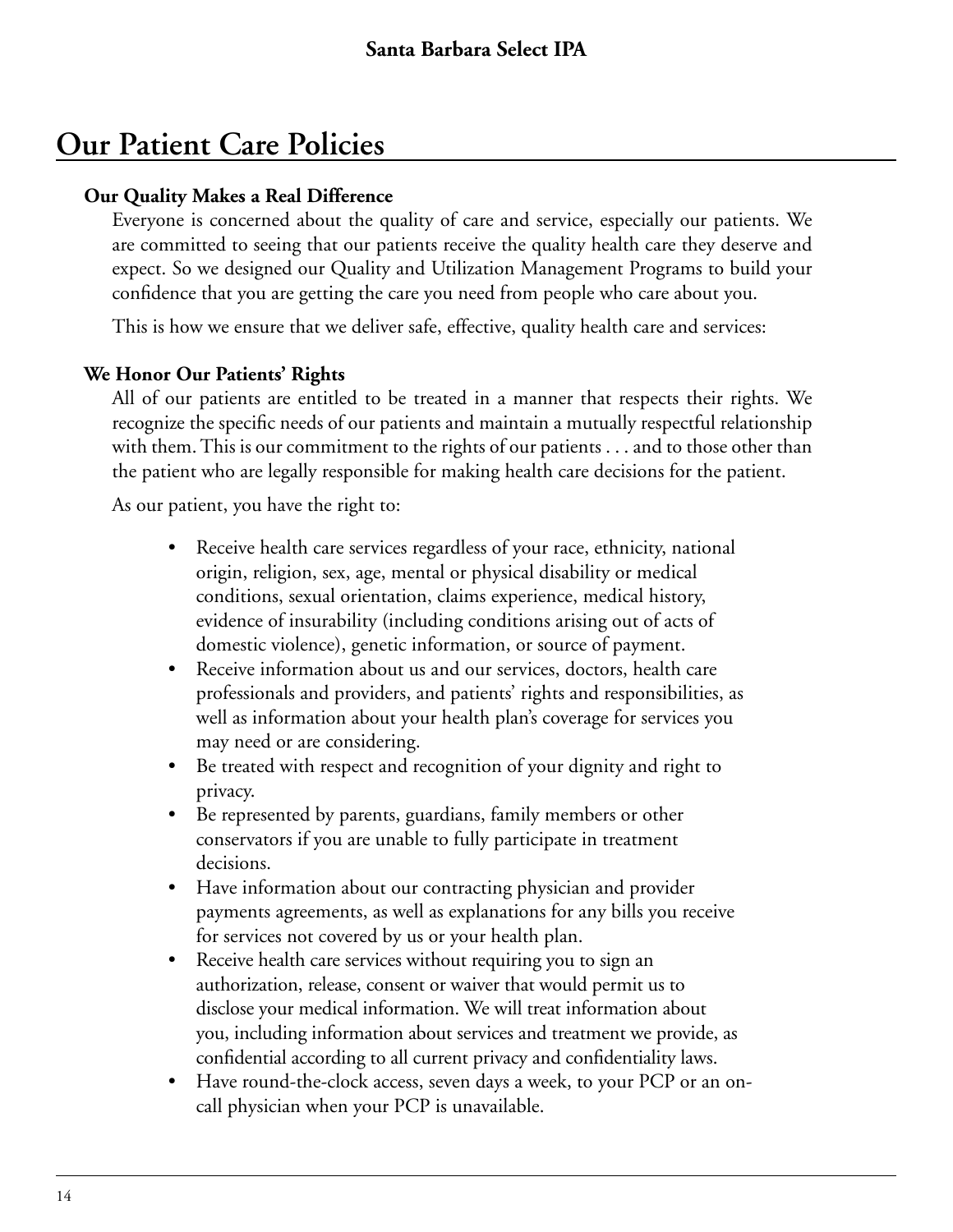# Our Patient Care Policies

### Our Quality Makes a Real Difference

Everyone is concerned about the quality of care and service, especially our patients. We are committed to seeing that our patients receive the quality health care they deserve and expect. So we designed our Quality and Utilization Management Programs to build your confidence that you are getting the care you need from people who care about you.

This is how we ensure that we deliver safe, effective, quality health care and services:

### We Honor Our Patients' Rights

All of our patients are entitled to be treated in a manner that respects their rights. We recognize the specific needs of our patients and maintain a mutually respectful relationship with them. This is our commitment to the rights of our patients . . . and to those other than the patient who are legally responsible for making health care decisions for the patient.

As our patient, you have the right to:

- Receive health care services regardless of your race, ethnicity, national origin, religion, sex, age, mental or physical disability or medical conditions, sexual orientation, claims experience, medical history, evidence of insurability (including conditions arising out of acts of domestic violence), genetic information, or source of payment.
- Receive information about us and our services, doctors, health care professionals and providers, and patients' rights and responsibilities, as well as information about your health plan's coverage for services you may need or are considering.
- Be treated with respect and recognition of your dignity and right to privacy.
- Be represented by parents, guardians, family members or other conservators if you are unable to fully participate in treatment decisions.
- Have information about our contracting physician and provider payments agreements, as well as explanations for any bills you receive for services not covered by us or your health plan.
- Receive health care services without requiring you to sign an authorization, release, consent or waiver that would permit us to disclose your medical information. We will treat information about you, including information about services and treatment we provide, as confidential according to all current privacy and confidentiality laws.
- Have round-the-clock access, seven days a week, to your PCP or an on-call physician when your PCP is unavailable.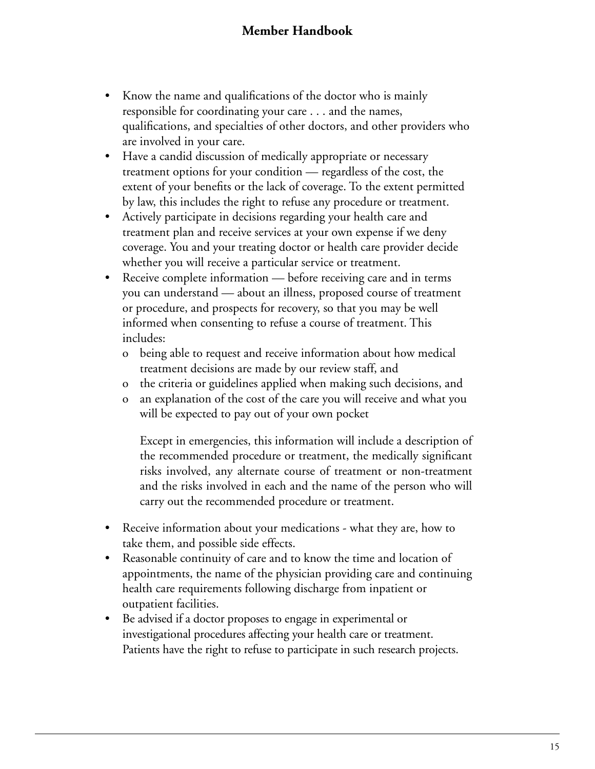- Know the name and qualifications of the doctor who is mainly responsible for coordinating your care . . . and the names, qualifications, and specialties of other doctors, and other providers who are involved in your care.
- Have a candid discussion of medically appropriate or necessary treatment options for your condition — regardless of the cost, the extent of your benefits or the lack of coverage. To the extent permitted by law, this includes the right to refuse any procedure or treatment.
- Actively participate in decisions regarding your health care and treatment plan and receive services at your own expense if we deny coverage. You and your treating doctor or health care provider decide whether you will receive a particular service or treatment.
- Receive complete information — before receiving care and in terms you can understand — about an illness, proposed course of treatment or procedure, and prospects for recovery, so that you may be well informed when consenting to refuse a course of treatment. This includes:
  - being able to request and receive information about how medical treatment decisions are made by our review staff, and
  - the criteria or guidelines applied when making such decisions, and
  - an explanation of the cost of the care you will receive and what you will be expected to pay out of your own pocket

  Except in emergencies, this information will include a description of the recommended procedure or treatment, the medically significant risks involved, any alternate course of treatment or non-treatment and the risks involved in each and the name of the person who will carry out the recommended procedure or treatment.

- Receive information about your medications - what they are, how to take them, and possible side effects.
- Reasonable continuity of care and to know the time and location of appointments, the name of the physician providing care and continuing health care requirements following discharge from inpatient or outpatient facilities.
- Be advised if a doctor proposes to engage in experimental or investigational procedures affecting your health care or treatment. Patients have the right to refuse to participate in such research projects.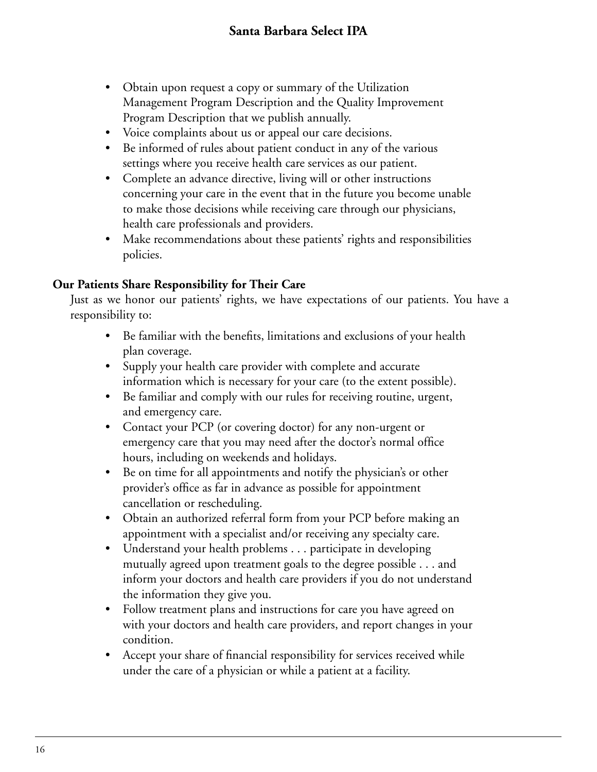- Obtain upon request a copy or summary of the Utilization Management Program Description and the Quality Improvement Program Description that we publish annually.
- Voice complaints about us or appeal our care decisions.
- Be informed of rules about patient conduct in any of the various settings where you receive health care services as our patient.
- Complete an advance directive, living will or other instructions concerning your care in the event that in the future you become unable to make those decisions while receiving care through our physicians, health care professionals and providers.
- Make recommendations about these patients' rights and responsibilities policies.

**Our Patients Share Responsibility for Their Care**

Just as we honor our patients' rights, we have expectations of our patients. You have a responsibility to:

- Be familiar with the benefits, limitations and exclusions of your health plan coverage.
- Supply your health care provider with complete and accurate information which is necessary for your care (to the extent possible).
- Be familiar and comply with our rules for receiving routine, urgent, and emergency care.
- Contact your PCP (or covering doctor) for any non-urgent or emergency care that you may need after the doctor's normal office hours, including on weekends and holidays.
- Be on time for all appointments and notify the physician's or other provider's office as far in advance as possible for appointment cancellation or rescheduling.
- Obtain an authorized referral form from your PCP before making an appointment with a specialist and/or receiving any specialty care.
- Understand your health problems . . . participate in developing mutually agreed upon treatment goals to the degree possible . . . and inform your doctors and health care providers if you do not understand the information they give you.
- Follow treatment plans and instructions for care you have agreed on with your doctors and health care providers, and report changes in your condition.
- Accept your share of financial responsibility for services received while under the care of a physician or while a patient at a facility.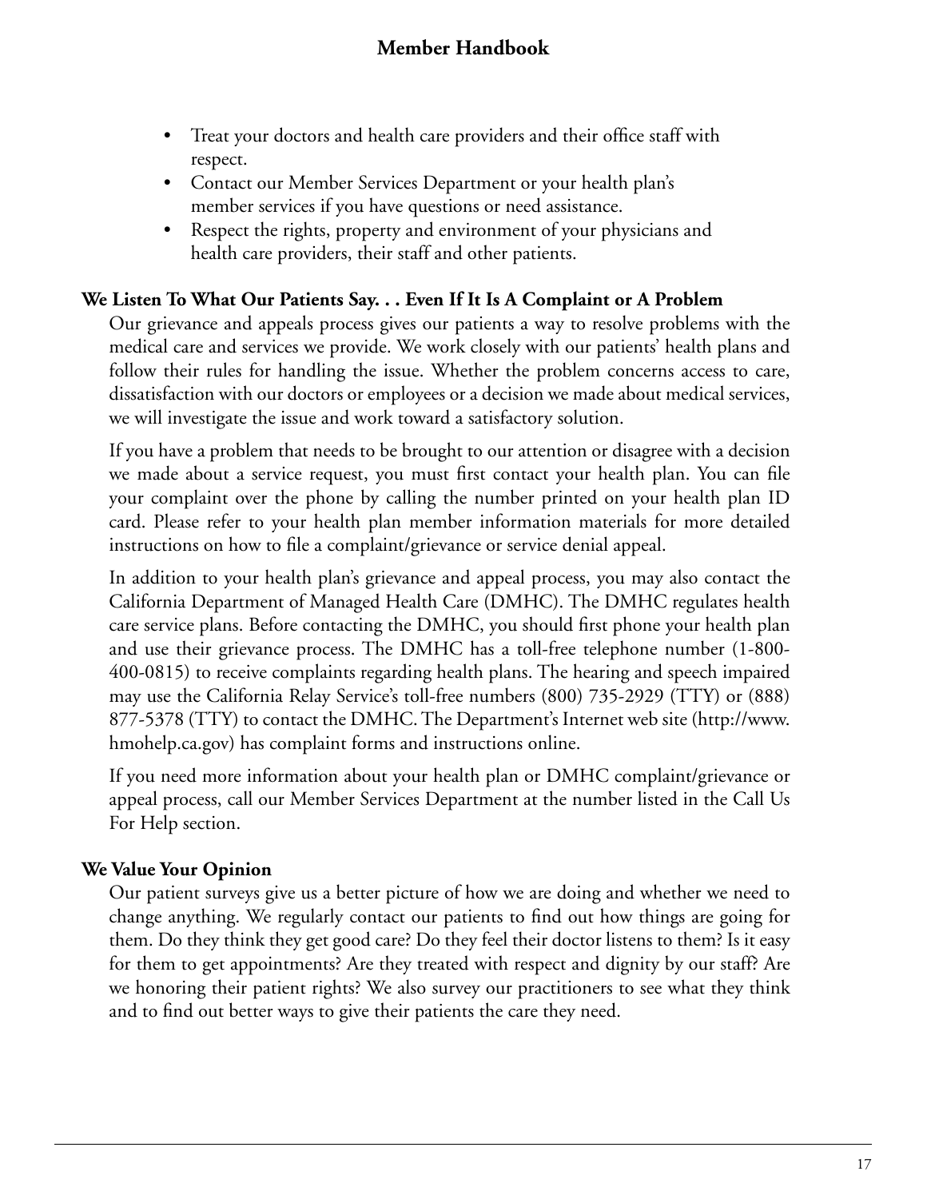- Treat your doctors and health care providers and their office staff with respect.
- Contact our Member Services Department or your health plan's member services if you have questions or need assistance.
- Respect the rights, property and environment of your physicians and health care providers, their staff and other patients.

**We Listen To What Our Patients Say. . . Even If It Is A Complaint or A Problem**

Our grievance and appeals process gives our patients a way to resolve problems with the medical care and services we provide. We work closely with our patients' health plans and follow their rules for handling the issue. Whether the problem concerns access to care, dissatisfaction with our doctors or employees or a decision we made about medical services, we will investigate the issue and work toward a satisfactory solution.

If you have a problem that needs to be brought to our attention or disagree with a decision we made about a service request, you must first contact your health plan. You can file your complaint over the phone by calling the number printed on your health plan ID card. Please refer to your health plan member information materials for more detailed instructions on how to file a complaint/grievance or service denial appeal.

In addition to your health plan's grievance and appeal process, you may also contact the California Department of Managed Health Care (DMHC). The DMHC regulates health care service plans. Before contacting the DMHC, you should first phone your health plan and use their grievance process. The DMHC has a toll-free telephone number (1-800-400-0815) to receive complaints regarding health plans. The hearing and speech impaired may use the California Relay Service's toll-free numbers (800) 735-2929 (TTY) or (888) 877-5378 (TTY) to contact the DMHC. The Department's Internet web site (http://www.hmohelp.ca.gov) has complaint forms and instructions online.

If you need more information about your health plan or DMHC complaint/grievance or appeal process, call our Member Services Department at the number listed in the Call Us For Help section.

**We Value Your Opinion**

Our patient surveys give us a better picture of how we are doing and whether we need to change anything. We regularly contact our patients to find out how things are going for them. Do they think they get good care? Do they feel their doctor listens to them? Is it easy for them to get appointments? Are they treated with respect and dignity by our staff? Are we honoring their patient rights? We also survey our practitioners to see what they think and to find out better ways to give their patients the care they need.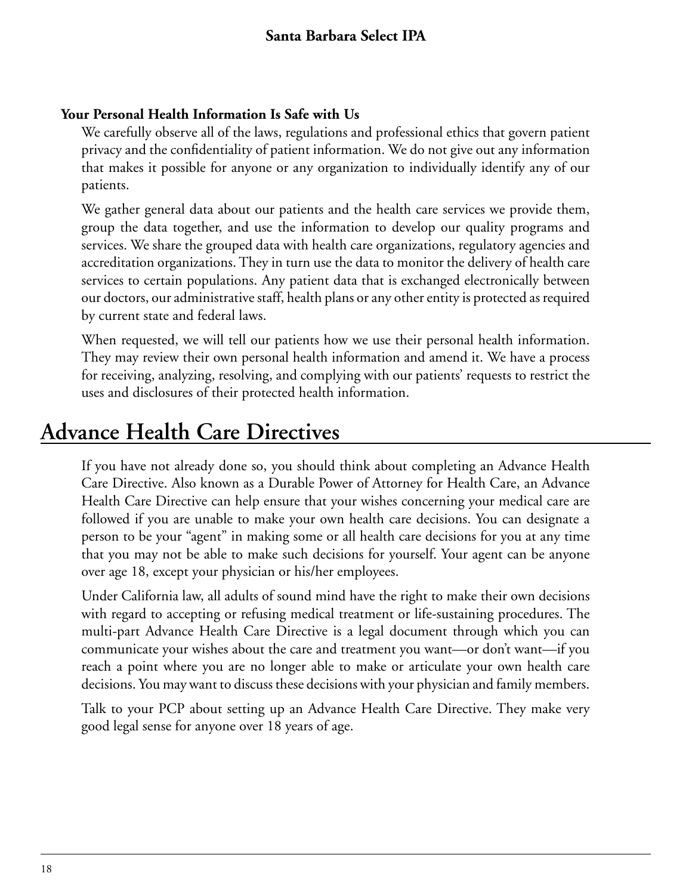**Your Personal Health Information Is Safe with Us**

We carefully observe all of the laws, regulations and professional ethics that govern patient privacy and the confidentiality of patient information. We do not give out any information that makes it possible for anyone or any organization to individually identify any of our patients.

We gather general data about our patients and the health care services we provide them, group the data together, and use the information to develop our quality programs and services. We share the grouped data with health care organizations, regulatory agencies and accreditation organizations. They in turn use the data to monitor the delivery of health care services to certain populations. Any patient data that is exchanged electronically between our doctors, our administrative staff, health plans or any other entity is protected as required by current state and federal laws.

When requested, we will tell our patients how we use their personal health information. They may review their own personal health information and amend it. We have a process for receiving, analyzing, resolving, and complying with our patients' requests to restrict the uses and disclosures of their protected health information.

# Advance Health Care Directives

If you have not already done so, you should think about completing an Advance Health Care Directive. Also known as a Durable Power of Attorney for Health Care, an Advance Health Care Directive can help ensure that your wishes concerning your medical care are followed if you are unable to make your own health care decisions. You can designate a person to be your "agent" in making some or all health care decisions for you at any time that you may not be able to make such decisions for yourself. Your agent can be anyone over age 18, except your physician or his/her employees.

Under California law, all adults of sound mind have the right to make their own decisions with regard to accepting or refusing medical treatment or life-sustaining procedures. The multi-part Advance Health Care Directive is a legal document through which you can communicate your wishes about the care and treatment you want—or don't want—if you reach a point where you are no longer able to make or articulate your own health care decisions. You may want to discuss these decisions with your physician and family members.

Talk to your PCP about setting up an Advance Health Care Directive. They make very good legal sense for anyone over 18 years of age.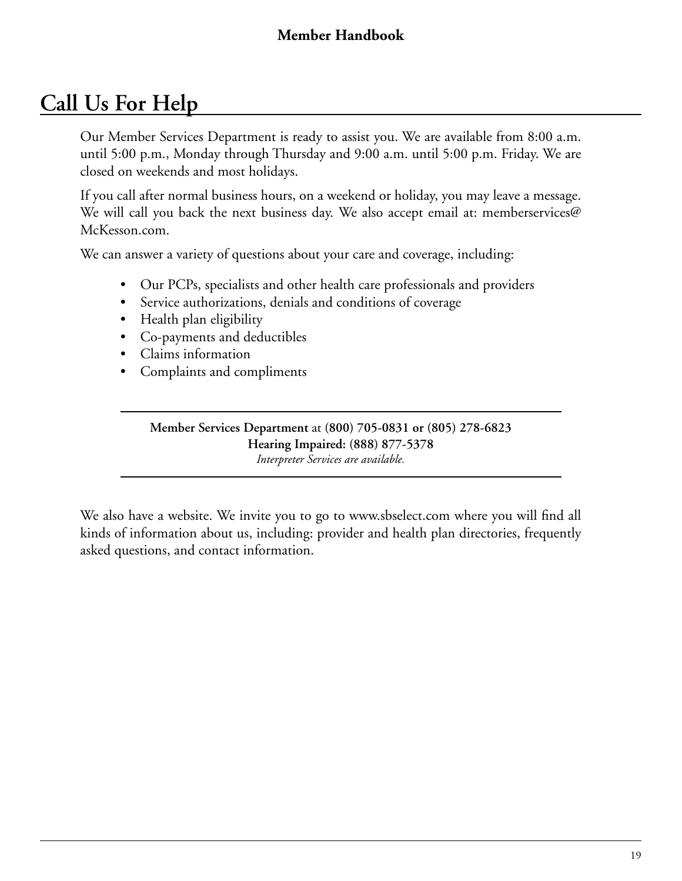# Call Us For Help

Our Member Services Department is ready to assist you. We are available from 8:00 a.m. until 5:00 p.m., Monday through Thursday and 9:00 a.m. until 5:00 p.m. Friday. We are closed on weekends and most holidays.

If you call after normal business hours, on a weekend or holiday, you may leave a message. We will call you back the next business day. We also accept email at: memberservices@McKesson.com.

We can answer a variety of questions about your care and coverage, including:

- Our PCPs, specialists and other health care professionals and providers
- Service authorizations, denials and conditions of coverage
- Health plan eligibility
- Co-payments and deductibles
- Claims information
- Complaints and compliments

---

**Member Services Department** at **(800) 705-0831 or (805) 278-6823**
**Hearing Impaired: (888) 877-5378**
*Interpreter Services are available.*

---

We also have a website. We invite you to go to www.sbselect.com where you will find all kinds of information about us, including: provider and health plan directories, frequently asked questions, and contact information.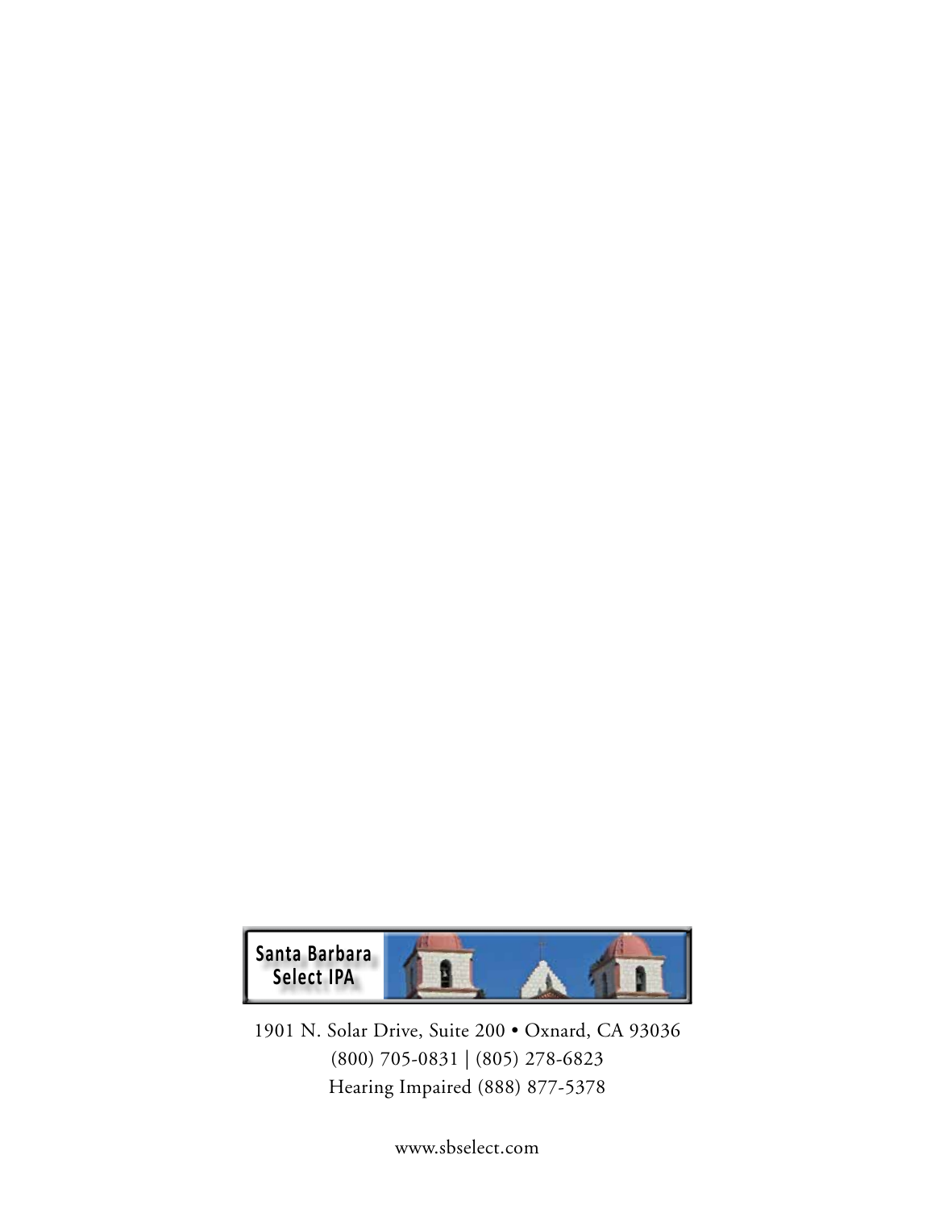Santa Barbara
Select IPA

1901 N. Solar Drive, Suite 200 • Oxnard, CA 93036
(800) 705-0831 | (805) 278-6823
Hearing Impaired (888) 877-5378

www.sbselect.com